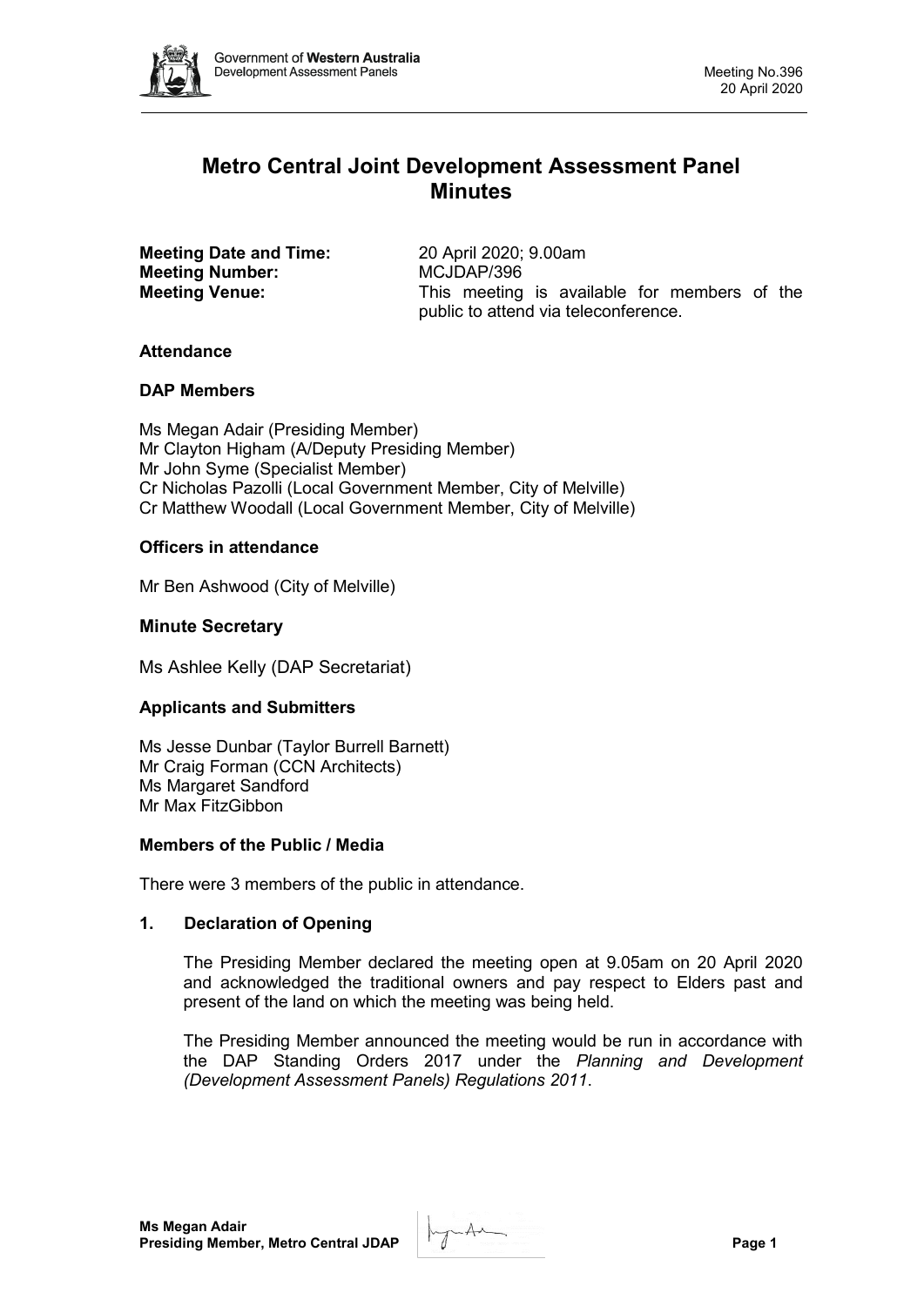# Metro Central Joint Development Assessment Panel Minutes

**Meeting Date and Time:** 20 April 2020; 9.00am
**Meeting Number:** MCJDAP/396
**Meeting Venue:** This meeting is available for members of the public to attend via teleconference.

### Attendance

### DAP Members

Ms Megan Adair (Presiding Member)
Mr Clayton Higham (A/Deputy Presiding Member)
Mr John Syme (Specialist Member)
Cr Nicholas Pazolli (Local Government Member, City of Melville)
Cr Matthew Woodall (Local Government Member, City of Melville)

### Officers in attendance

Mr Ben Ashwood (City of Melville)

### Minute Secretary

Ms Ashlee Kelly (DAP Secretariat)

### Applicants and Submitters

Ms Jesse Dunbar (Taylor Burrell Barnett)
Mr Craig Forman (CCN Architects)
Ms Margaret Sandford
Mr Max FitzGibbon

### Members of the Public / Media

There were 3 members of the public in attendance.

### 1. Declaration of Opening

The Presiding Member declared the meeting open at 9.05am on 20 April 2020 and acknowledged the traditional owners and pay respect to Elders past and present of the land on which the meeting was being held.

The Presiding Member announced the meeting would be run in accordance with the DAP Standing Orders 2017 under the *Planning and Development (Development Assessment Panels) Regulations 2011*.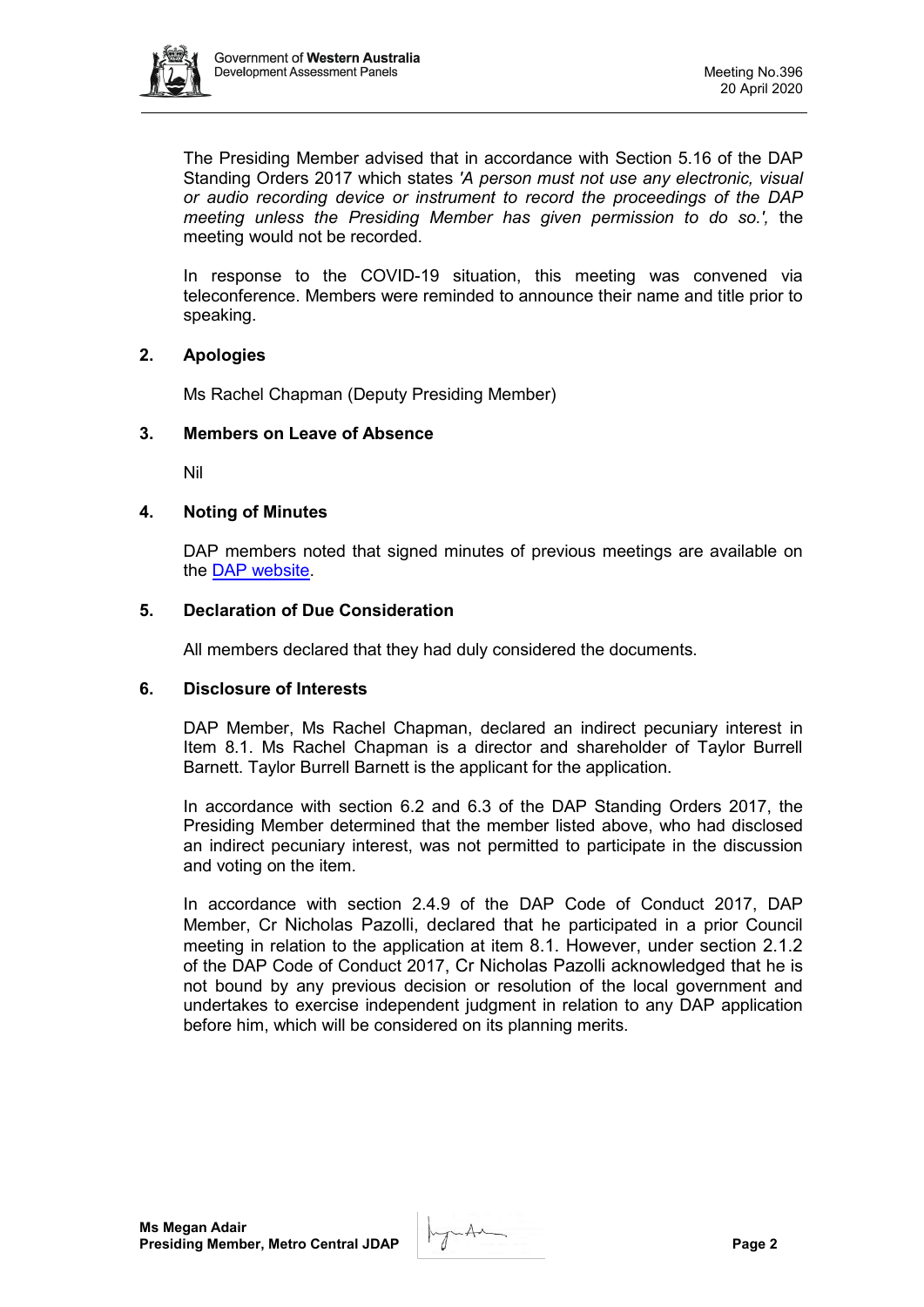The Presiding Member advised that in accordance with Section 5.16 of the DAP Standing Orders 2017 which states *'A person must not use any electronic, visual or audio recording device or instrument to record the proceedings of the DAP meeting unless the Presiding Member has given permission to do so.',* the meeting would not be recorded.

In response to the COVID-19 situation, this meeting was convened via teleconference. Members were reminded to announce their name and title prior to speaking.

## 2. Apologies

Ms Rachel Chapman (Deputy Presiding Member)

## 3. Members on Leave of Absence

Nil

## 4. Noting of Minutes

DAP members noted that signed minutes of previous meetings are available on the DAP website.

## 5. Declaration of Due Consideration

All members declared that they had duly considered the documents.

## 6. Disclosure of Interests

DAP Member, Ms Rachel Chapman, declared an indirect pecuniary interest in Item 8.1. Ms Rachel Chapman is a director and shareholder of Taylor Burrell Barnett. Taylor Burrell Barnett is the applicant for the application.

In accordance with section 6.2 and 6.3 of the DAP Standing Orders 2017, the Presiding Member determined that the member listed above, who had disclosed an indirect pecuniary interest, was not permitted to participate in the discussion and voting on the item.

In accordance with section 2.4.9 of the DAP Code of Conduct 2017, DAP Member, Cr Nicholas Pazolli, declared that he participated in a prior Council meeting in relation to the application at item 8.1. However, under section 2.1.2 of the DAP Code of Conduct 2017, Cr Nicholas Pazolli acknowledged that he is not bound by any previous decision or resolution of the local government and undertakes to exercise independent judgment in relation to any DAP application before him, which will be considered on its planning merits.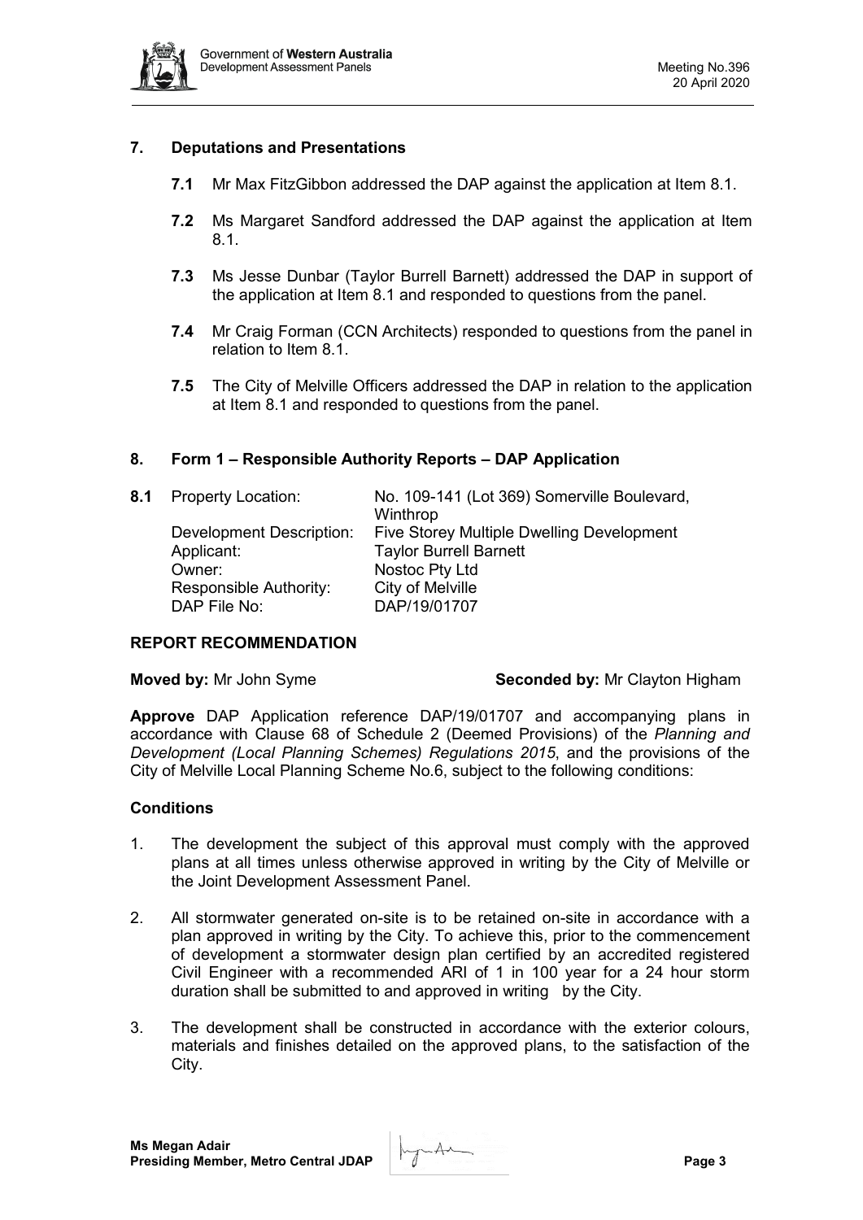## 7. Deputations and Presentations

**7.1** Mr Max FitzGibbon addressed the DAP against the application at Item 8.1.

**7.2** Ms Margaret Sandford addressed the DAP against the application at Item 8.1.

**7.3** Ms Jesse Dunbar (Taylor Burrell Barnett) addressed the DAP in support of the application at Item 8.1 and responded to questions from the panel.

**7.4** Mr Craig Forman (CCN Architects) responded to questions from the panel in relation to Item 8.1.

**7.5** The City of Melville Officers addressed the DAP in relation to the application at Item 8.1 and responded to questions from the panel.

## 8. Form 1 – Responsible Authority Reports – DAP Application

**8.1** Property Location: No. 109-141 (Lot 369) Somerville Boulevard, Winthrop
Development Description: Five Storey Multiple Dwelling Development
Applicant: Taylor Burrell Barnett
Owner: Nostoc Pty Ltd
Responsible Authority: City of Melville
DAP File No: DAP/19/01707

### REPORT RECOMMENDATION

**Moved by:** Mr John Syme **Seconded by:** Mr Clayton Higham

**Approve** DAP Application reference DAP/19/01707 and accompanying plans in accordance with Clause 68 of Schedule 2 (Deemed Provisions) of the *Planning and Development (Local Planning Schemes) Regulations 2015*, and the provisions of the City of Melville Local Planning Scheme No.6, subject to the following conditions:

### Conditions

1. The development the subject of this approval must comply with the approved plans at all times unless otherwise approved in writing by the City of Melville or the Joint Development Assessment Panel.

2. All stormwater generated on-site is to be retained on-site in accordance with a plan approved in writing by the City. To achieve this, prior to the commencement of development a stormwater design plan certified by an accredited registered Civil Engineer with a recommended ARI of 1 in 100 year for a 24 hour storm duration shall be submitted to and approved in writing by the City.

3. The development shall be constructed in accordance with the exterior colours, materials and finishes detailed on the approved plans, to the satisfaction of the City.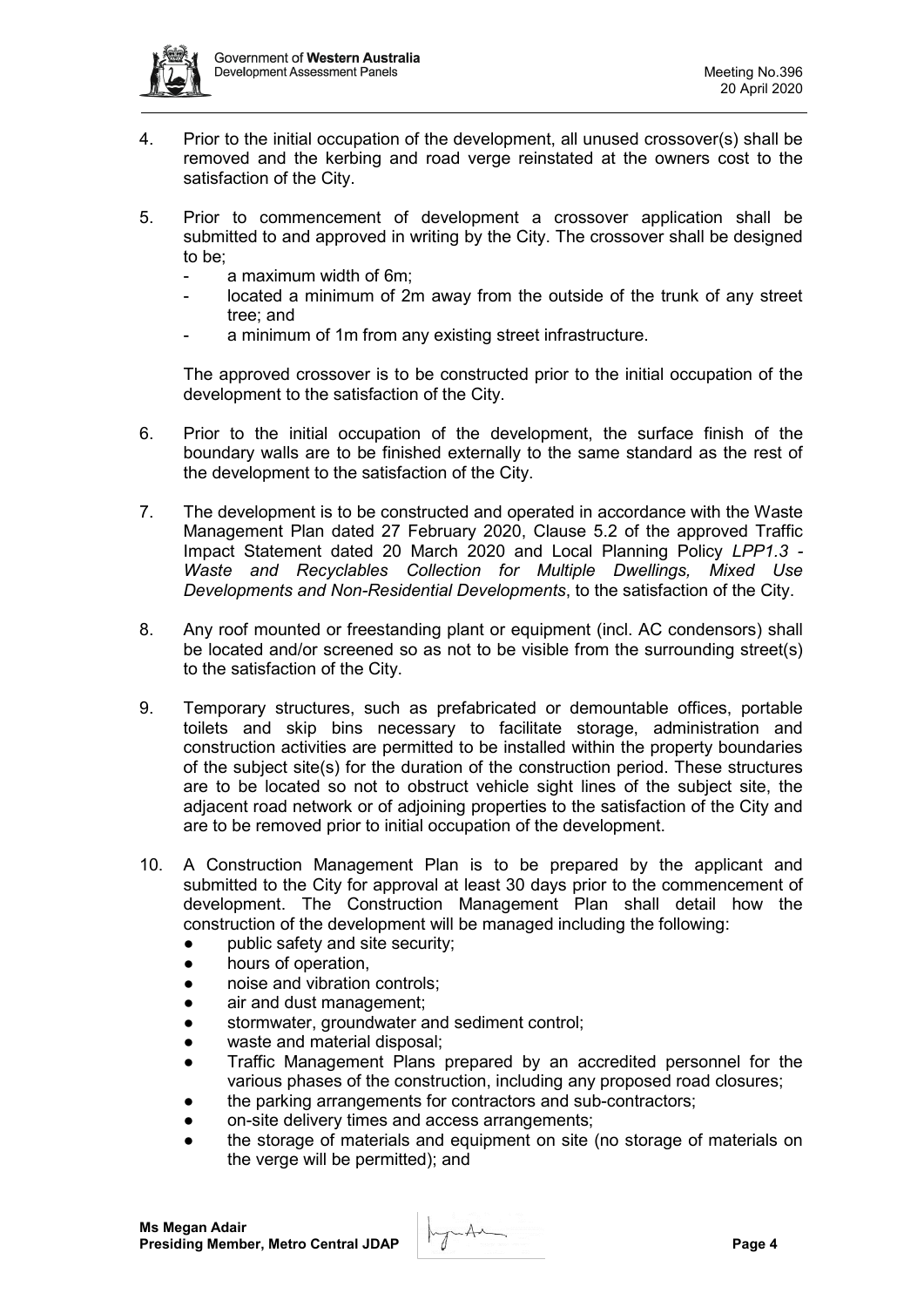4. Prior to the initial occupation of the development, all unused crossover(s) shall be removed and the kerbing and road verge reinstated at the owners cost to the satisfaction of the City.

5. Prior to commencement of development a crossover application shall be submitted to and approved in writing by the City. The crossover shall be designed to be;
   - a maximum width of 6m;
   - located a minimum of 2m away from the outside of the trunk of any street tree; and
   - a minimum of 1m from any existing street infrastructure.

   The approved crossover is to be constructed prior to the initial occupation of the development to the satisfaction of the City.

6. Prior to the initial occupation of the development, the surface finish of the boundary walls are to be finished externally to the same standard as the rest of the development to the satisfaction of the City.

7. The development is to be constructed and operated in accordance with the Waste Management Plan dated 27 February 2020, Clause 5.2 of the approved Traffic Impact Statement dated 20 March 2020 and Local Planning Policy *LPP1.3 - Waste and Recyclables Collection for Multiple Dwellings, Mixed Use Developments and Non-Residential Developments*, to the satisfaction of the City.

8. Any roof mounted or freestanding plant or equipment (incl. AC condensors) shall be located and/or screened so as not to be visible from the surrounding street(s) to the satisfaction of the City.

9. Temporary structures, such as prefabricated or demountable offices, portable toilets and skip bins necessary to facilitate storage, administration and construction activities are permitted to be installed within the property boundaries of the subject site(s) for the duration of the construction period. These structures are to be located so not to obstruct vehicle sight lines of the subject site, the adjacent road network or of adjoining properties to the satisfaction of the City and are to be removed prior to initial occupation of the development.

10. A Construction Management Plan is to be prepared by the applicant and submitted to the City for approval at least 30 days prior to the commencement of development. The Construction Management Plan shall detail how the construction of the development will be managed including the following:
    - public safety and site security;
    - hours of operation,
    - noise and vibration controls;
    - air and dust management;
    - stormwater, groundwater and sediment control;
    - waste and material disposal;
    - Traffic Management Plans prepared by an accredited personnel for the various phases of the construction, including any proposed road closures;
    - the parking arrangements for contractors and sub-contractors;
    - on-site delivery times and access arrangements;
    - the storage of materials and equipment on site (no storage of materials on the verge will be permitted); and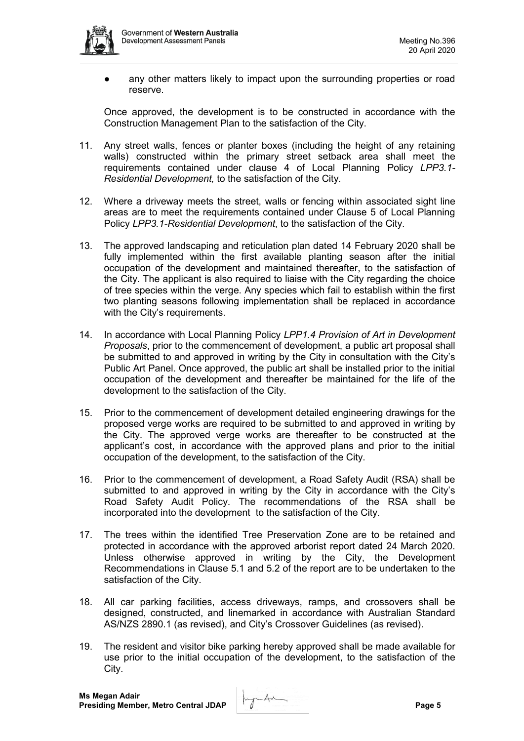- any other matters likely to impact upon the surrounding properties or road reserve.

Once approved, the development is to be constructed in accordance with the Construction Management Plan to the satisfaction of the City.

11. Any street walls, fences or planter boxes (including the height of any retaining walls) constructed within the primary street setback area shall meet the requirements contained under clause 4 of Local Planning Policy *LPP3.1-Residential Development,* to the satisfaction of the City.

12. Where a driveway meets the street, walls or fencing within associated sight line areas are to meet the requirements contained under Clause 5 of Local Planning Policy *LPP3.1-Residential Development*, to the satisfaction of the City.

13. The approved landscaping and reticulation plan dated 14 February 2020 shall be fully implemented within the first available planting season after the initial occupation of the development and maintained thereafter, to the satisfaction of the City. The applicant is also required to liaise with the City regarding the choice of tree species within the verge. Any species which fail to establish within the first two planting seasons following implementation shall be replaced in accordance with the City's requirements.

14. In accordance with Local Planning Policy *LPP1.4 Provision of Art in Development Proposals*, prior to the commencement of development, a public art proposal shall be submitted to and approved in writing by the City in consultation with the City's Public Art Panel. Once approved, the public art shall be installed prior to the initial occupation of the development and thereafter be maintained for the life of the development to the satisfaction of the City.

15. Prior to the commencement of development detailed engineering drawings for the proposed verge works are required to be submitted to and approved in writing by the City. The approved verge works are thereafter to be constructed at the applicant's cost, in accordance with the approved plans and prior to the initial occupation of the development, to the satisfaction of the City.

16. Prior to the commencement of development, a Road Safety Audit (RSA) shall be submitted to and approved in writing by the City in accordance with the City's Road Safety Audit Policy. The recommendations of the RSA shall be incorporated into the development to the satisfaction of the City.

17. The trees within the identified Tree Preservation Zone are to be retained and protected in accordance with the approved arborist report dated 24 March 2020. Unless otherwise approved in writing by the City, the Development Recommendations in Clause 5.1 and 5.2 of the report are to be undertaken to the satisfaction of the City.

18. All car parking facilities, access driveways, ramps, and crossovers shall be designed, constructed, and linemarked in accordance with Australian Standard AS/NZS 2890.1 (as revised), and City's Crossover Guidelines (as revised).

19. The resident and visitor bike parking hereby approved shall be made available for use prior to the initial occupation of the development, to the satisfaction of the City.

**Ms Megan Adair**
**Presiding Member, Metro Central JDAP**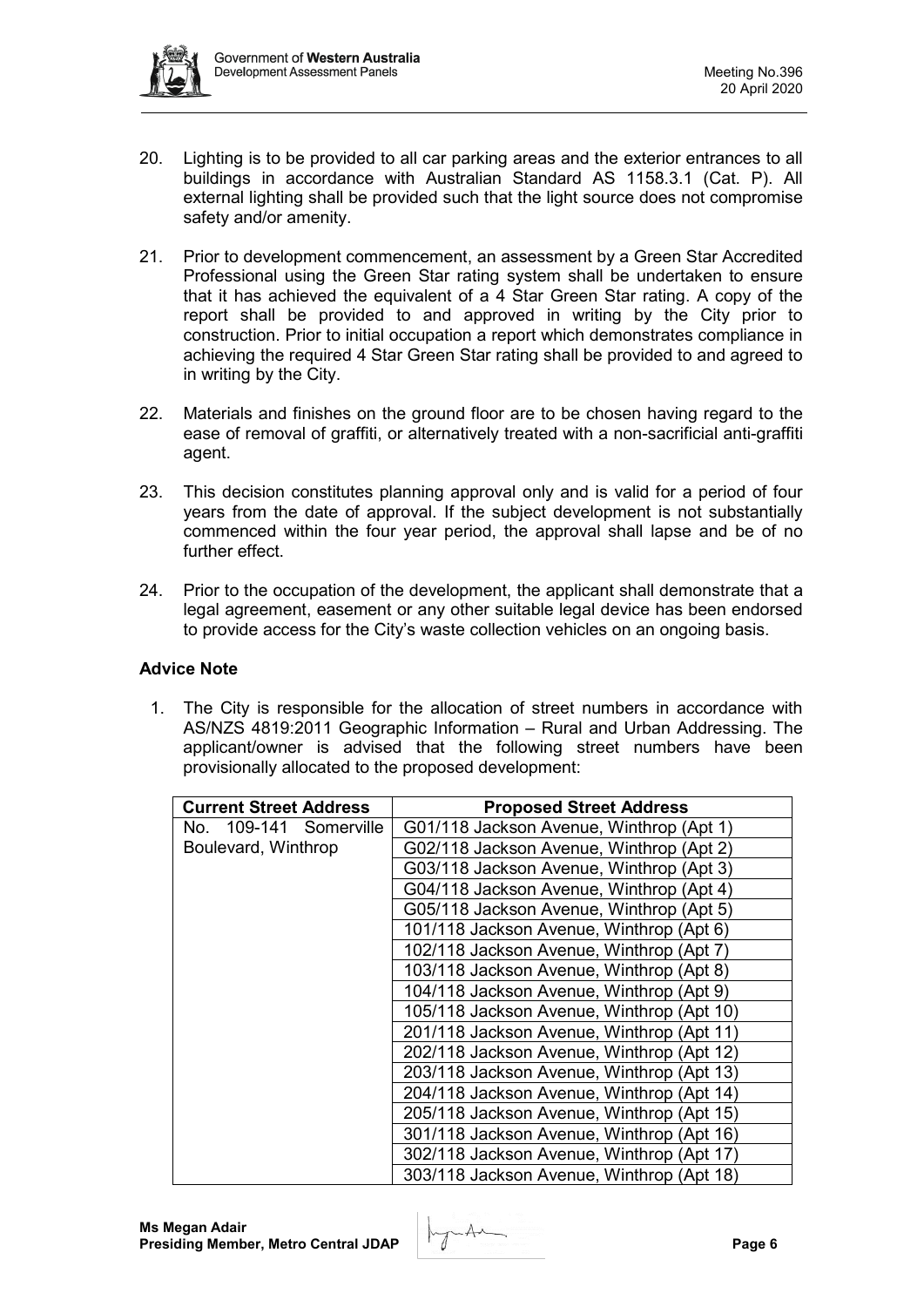20. Lighting is to be provided to all car parking areas and the exterior entrances to all buildings in accordance with Australian Standard AS 1158.3.1 (Cat. P). All external lighting shall be provided such that the light source does not compromise safety and/or amenity.

21. Prior to development commencement, an assessment by a Green Star Accredited Professional using the Green Star rating system shall be undertaken to ensure that it has achieved the equivalent of a 4 Star Green Star rating. A copy of the report shall be provided to and approved in writing by the City prior to construction. Prior to initial occupation a report which demonstrates compliance in achieving the required 4 Star Green Star rating shall be provided to and agreed to in writing by the City.

22. Materials and finishes on the ground floor are to be chosen having regard to the ease of removal of graffiti, or alternatively treated with a non-sacrificial anti-graffiti agent.

23. This decision constitutes planning approval only and is valid for a period of four years from the date of approval. If the subject development is not substantially commenced within the four year period, the approval shall lapse and be of no further effect.

24. Prior to the occupation of the development, the applicant shall demonstrate that a legal agreement, easement or any other suitable legal device has been endorsed to provide access for the City's waste collection vehicles on an ongoing basis.

### Advice Note

1. The City is responsible for the allocation of street numbers in accordance with AS/NZS 4819:2011 Geographic Information – Rural and Urban Addressing. The applicant/owner is advised that the following street numbers have been provisionally allocated to the proposed development:

| Current Street Address | Proposed Street Address |
|---|---|
| No. 109-141 Somerville Boulevard, Winthrop | G01/118 Jackson Avenue, Winthrop (Apt 1) |
| | G02/118 Jackson Avenue, Winthrop (Apt 2) |
| | G03/118 Jackson Avenue, Winthrop (Apt 3) |
| | G04/118 Jackson Avenue, Winthrop (Apt 4) |
| | G05/118 Jackson Avenue, Winthrop (Apt 5) |
| | 101/118 Jackson Avenue, Winthrop (Apt 6) |
| | 102/118 Jackson Avenue, Winthrop (Apt 7) |
| | 103/118 Jackson Avenue, Winthrop (Apt 8) |
| | 104/118 Jackson Avenue, Winthrop (Apt 9) |
| | 105/118 Jackson Avenue, Winthrop (Apt 10) |
| | 201/118 Jackson Avenue, Winthrop (Apt 11) |
| | 202/118 Jackson Avenue, Winthrop (Apt 12) |
| | 203/118 Jackson Avenue, Winthrop (Apt 13) |
| | 204/118 Jackson Avenue, Winthrop (Apt 14) |
| | 205/118 Jackson Avenue, Winthrop (Apt 15) |
| | 301/118 Jackson Avenue, Winthrop (Apt 16) |
| | 302/118 Jackson Avenue, Winthrop (Apt 17) |
| | 303/118 Jackson Avenue, Winthrop (Apt 18) |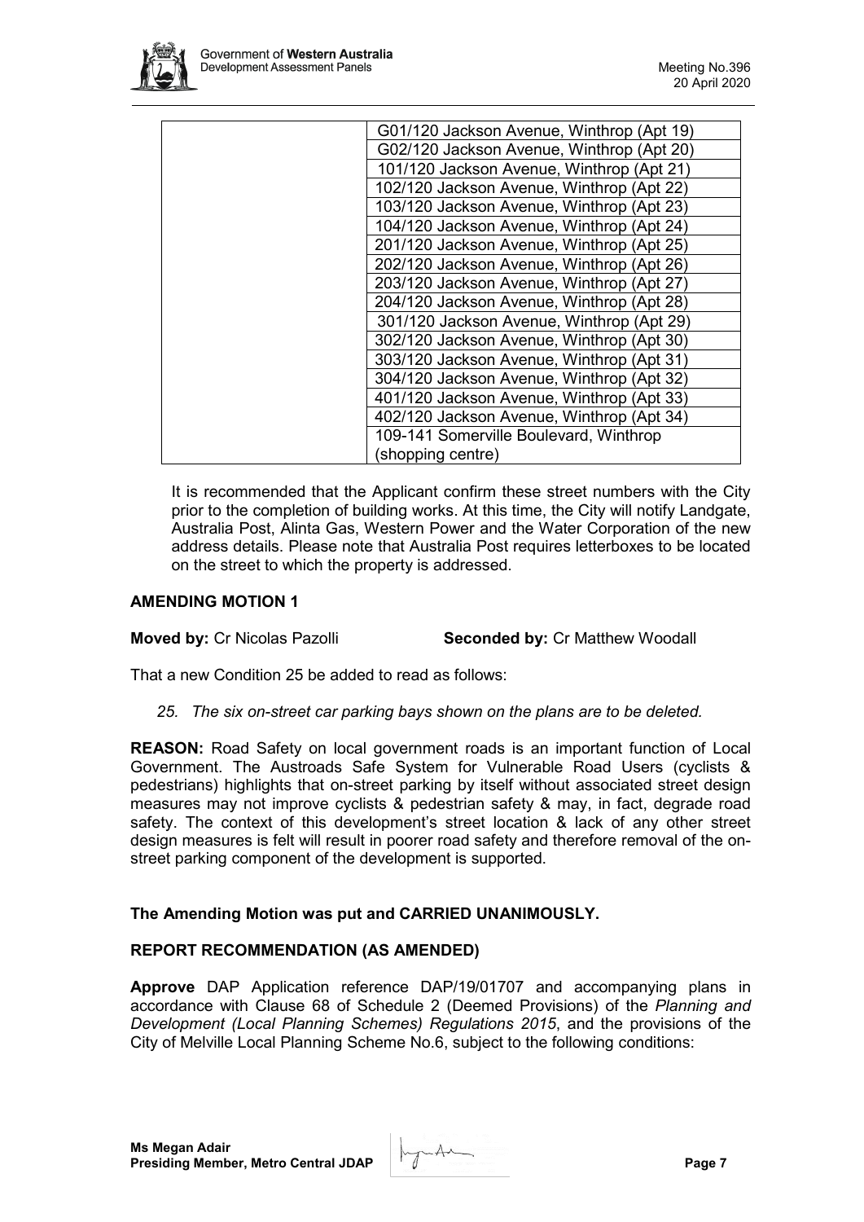| | |
|---|---|
| | G01/120 Jackson Avenue, Winthrop (Apt 19) |
| | G02/120 Jackson Avenue, Winthrop (Apt 20) |
| | 101/120 Jackson Avenue, Winthrop (Apt 21) |
| | 102/120 Jackson Avenue, Winthrop (Apt 22) |
| | 103/120 Jackson Avenue, Winthrop (Apt 23) |
| | 104/120 Jackson Avenue, Winthrop (Apt 24) |
| | 201/120 Jackson Avenue, Winthrop (Apt 25) |
| | 202/120 Jackson Avenue, Winthrop (Apt 26) |
| | 203/120 Jackson Avenue, Winthrop (Apt 27) |
| | 204/120 Jackson Avenue, Winthrop (Apt 28) |
| | 301/120 Jackson Avenue, Winthrop (Apt 29) |
| | 302/120 Jackson Avenue, Winthrop (Apt 30) |
| | 303/120 Jackson Avenue, Winthrop (Apt 31) |
| | 304/120 Jackson Avenue, Winthrop (Apt 32) |
| | 401/120 Jackson Avenue, Winthrop (Apt 33) |
| | 402/120 Jackson Avenue, Winthrop (Apt 34) |
| | 109-141 Somerville Boulevard, Winthrop (shopping centre) |

It is recommended that the Applicant confirm these street numbers with the City prior to the completion of building works. At this time, the City will notify Landgate, Australia Post, Alinta Gas, Western Power and the Water Corporation of the new address details. Please note that Australia Post requires letterboxes to be located on the street to which the property is addressed.

**AMENDING MOTION 1**

**Moved by:** Cr Nicolas Pazolli **Seconded by:** Cr Matthew Woodall

That a new Condition 25 be added to read as follows:

*25. The six on-street car parking bays shown on the plans are to be deleted.*

**REASON:** Road Safety on local government roads is an important function of Local Government. The Austroads Safe System for Vulnerable Road Users (cyclists & pedestrians) highlights that on-street parking by itself without associated street design measures may not improve cyclists & pedestrian safety & may, in fact, degrade road safety. The context of this development's street location & lack of any other street design measures is felt will result in poorer road safety and therefore removal of the on-street parking component of the development is supported.

**The Amending Motion was put and CARRIED UNANIMOUSLY.**

**REPORT RECOMMENDATION (AS AMENDED)**

**Approve** DAP Application reference DAP/19/01707 and accompanying plans in accordance with Clause 68 of Schedule 2 (Deemed Provisions) of the *Planning and Development (Local Planning Schemes) Regulations 2015*, and the provisions of the City of Melville Local Planning Scheme No.6, subject to the following conditions: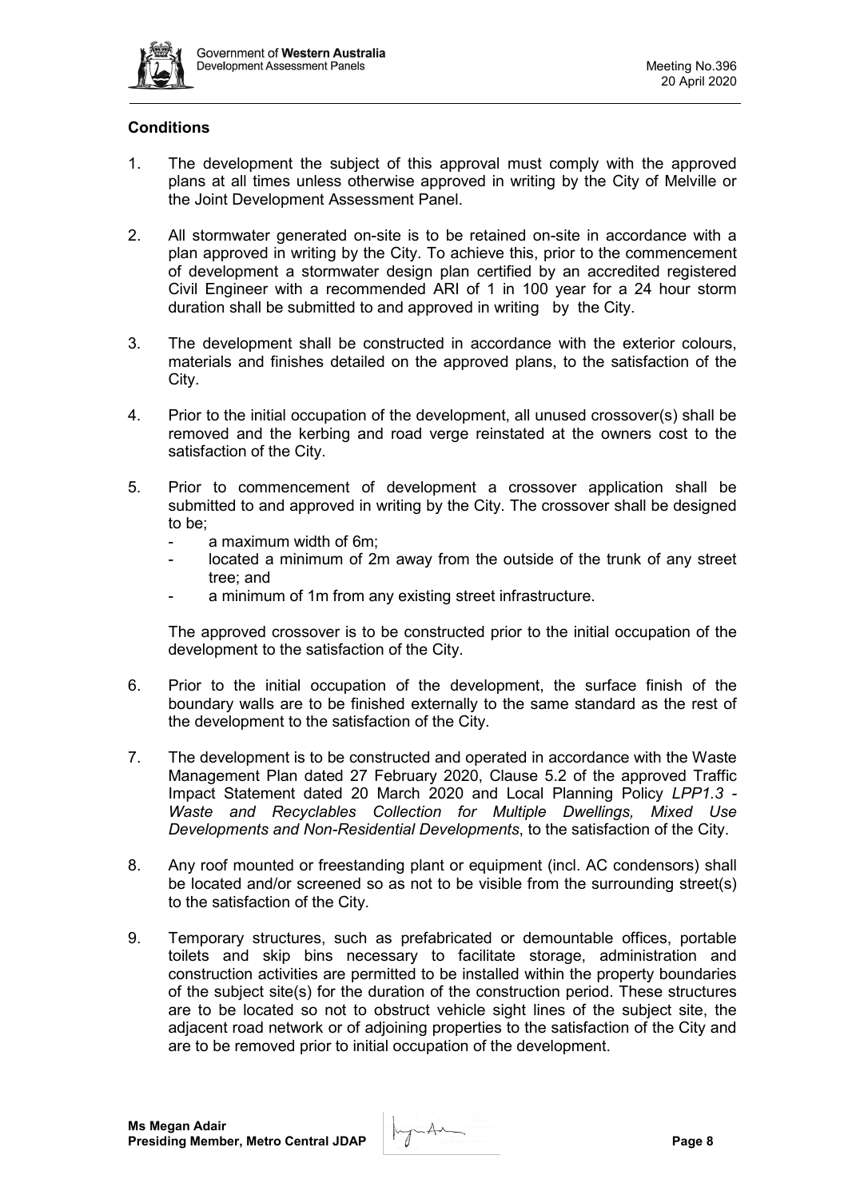## Conditions

1. The development the subject of this approval must comply with the approved plans at all times unless otherwise approved in writing by the City of Melville or the Joint Development Assessment Panel.

2. All stormwater generated on-site is to be retained on-site in accordance with a plan approved in writing by the City. To achieve this, prior to the commencement of development a stormwater design plan certified by an accredited registered Civil Engineer with a recommended ARI of 1 in 100 year for a 24 hour storm duration shall be submitted to and approved in writing by the City.

3. The development shall be constructed in accordance with the exterior colours, materials and finishes detailed on the approved plans, to the satisfaction of the City.

4. Prior to the initial occupation of the development, all unused crossover(s) shall be removed and the kerbing and road verge reinstated at the owners cost to the satisfaction of the City.

5. Prior to commencement of development a crossover application shall be submitted to and approved in writing by the City. The crossover shall be designed to be;
   - a maximum width of 6m;
   - located a minimum of 2m away from the outside of the trunk of any street tree; and
   - a minimum of 1m from any existing street infrastructure.

   The approved crossover is to be constructed prior to the initial occupation of the development to the satisfaction of the City.

6. Prior to the initial occupation of the development, the surface finish of the boundary walls are to be finished externally to the same standard as the rest of the development to the satisfaction of the City.

7. The development is to be constructed and operated in accordance with the Waste Management Plan dated 27 February 2020, Clause 5.2 of the approved Traffic Impact Statement dated 20 March 2020 and Local Planning Policy *LPP1.3 - Waste and Recyclables Collection for Multiple Dwellings, Mixed Use Developments and Non-Residential Developments*, to the satisfaction of the City.

8. Any roof mounted or freestanding plant or equipment (incl. AC condensors) shall be located and/or screened so as not to be visible from the surrounding street(s) to the satisfaction of the City.

9. Temporary structures, such as prefabricated or demountable offices, portable toilets and skip bins necessary to facilitate storage, administration and construction activities are permitted to be installed within the property boundaries of the subject site(s) for the duration of the construction period. These structures are to be located so not to obstruct vehicle sight lines of the subject site, the adjacent road network or of adjoining properties to the satisfaction of the City and are to be removed prior to initial occupation of the development.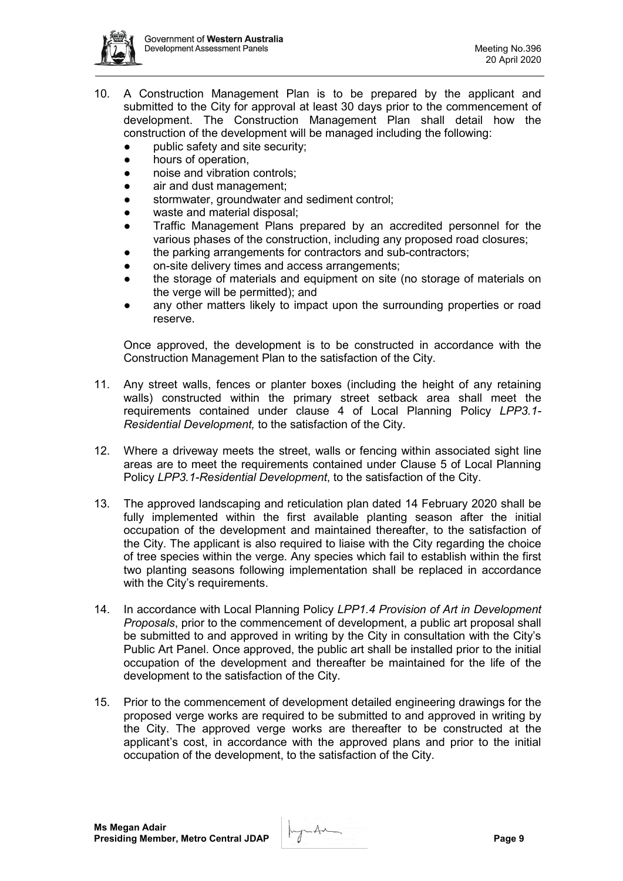10. A Construction Management Plan is to be prepared by the applicant and submitted to the City for approval at least 30 days prior to the commencement of development. The Construction Management Plan shall detail how the construction of the development will be managed including the following:
    - public safety and site security;
    - hours of operation,
    - noise and vibration controls;
    - air and dust management;
    - stormwater, groundwater and sediment control;
    - waste and material disposal;
    - Traffic Management Plans prepared by an accredited personnel for the various phases of the construction, including any proposed road closures;
    - the parking arrangements for contractors and sub-contractors;
    - on-site delivery times and access arrangements;
    - the storage of materials and equipment on site (no storage of materials on the verge will be permitted); and
    - any other matters likely to impact upon the surrounding properties or road reserve.

    Once approved, the development is to be constructed in accordance with the Construction Management Plan to the satisfaction of the City.

11. Any street walls, fences or planter boxes (including the height of any retaining walls) constructed within the primary street setback area shall meet the requirements contained under clause 4 of Local Planning Policy *LPP3.1-Residential Development,* to the satisfaction of the City.

12. Where a driveway meets the street, walls or fencing within associated sight line areas are to meet the requirements contained under Clause 5 of Local Planning Policy *LPP3.1-Residential Development*, to the satisfaction of the City.

13. The approved landscaping and reticulation plan dated 14 February 2020 shall be fully implemented within the first available planting season after the initial occupation of the development and maintained thereafter, to the satisfaction of the City. The applicant is also required to liaise with the City regarding the choice of tree species within the verge. Any species which fail to establish within the first two planting seasons following implementation shall be replaced in accordance with the City's requirements.

14. In accordance with Local Planning Policy *LPP1.4 Provision of Art in Development Proposals*, prior to the commencement of development, a public art proposal shall be submitted to and approved in writing by the City in consultation with the City's Public Art Panel. Once approved, the public art shall be installed prior to the initial occupation of the development and thereafter be maintained for the life of the development to the satisfaction of the City.

15. Prior to the commencement of development detailed engineering drawings for the proposed verge works are required to be submitted to and approved in writing by the City. The approved verge works are thereafter to be constructed at the applicant's cost, in accordance with the approved plans and prior to the initial occupation of the development, to the satisfaction of the City.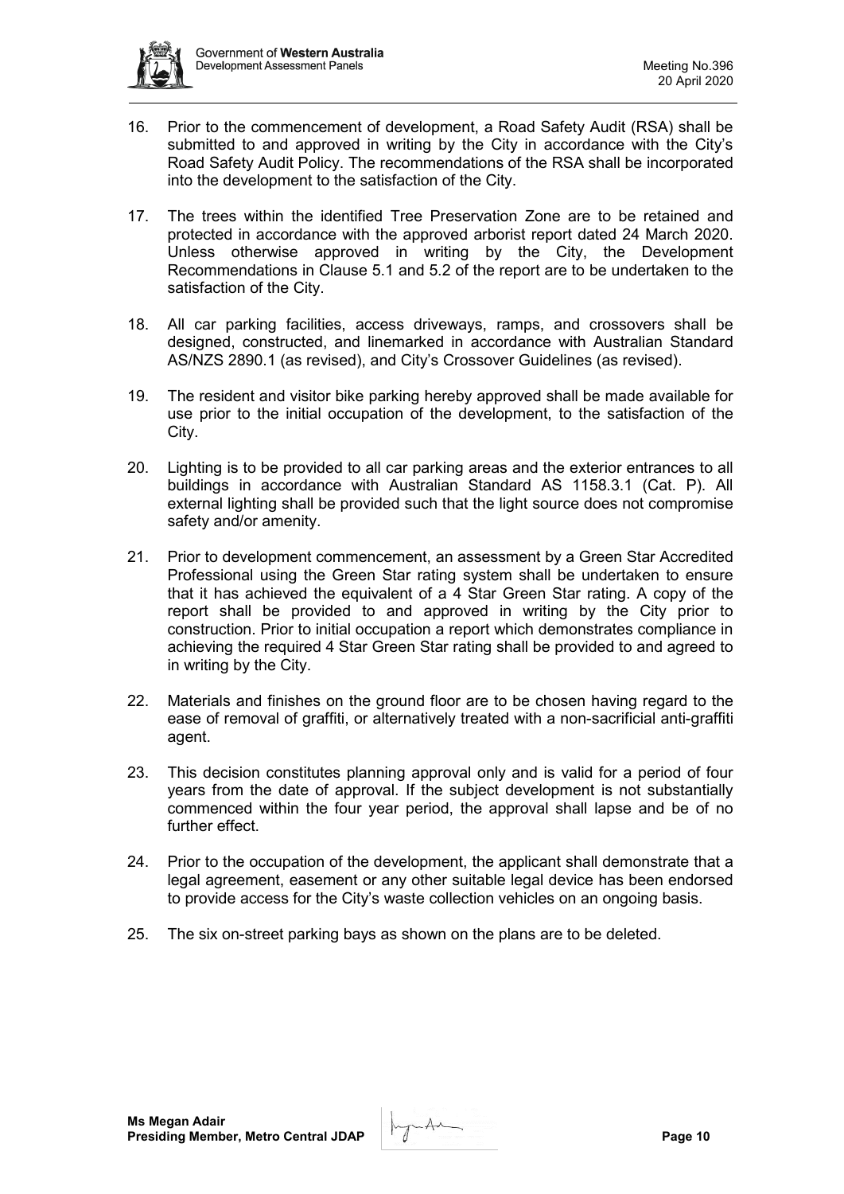16. Prior to the commencement of development, a Road Safety Audit (RSA) shall be submitted to and approved in writing by the City in accordance with the City's Road Safety Audit Policy. The recommendations of the RSA shall be incorporated into the development to the satisfaction of the City.

17. The trees within the identified Tree Preservation Zone are to be retained and protected in accordance with the approved arborist report dated 24 March 2020. Unless otherwise approved in writing by the City, the Development Recommendations in Clause 5.1 and 5.2 of the report are to be undertaken to the satisfaction of the City.

18. All car parking facilities, access driveways, ramps, and crossovers shall be designed, constructed, and linemarked in accordance with Australian Standard AS/NZS 2890.1 (as revised), and City's Crossover Guidelines (as revised).

19. The resident and visitor bike parking hereby approved shall be made available for use prior to the initial occupation of the development, to the satisfaction of the City.

20. Lighting is to be provided to all car parking areas and the exterior entrances to all buildings in accordance with Australian Standard AS 1158.3.1 (Cat. P). All external lighting shall be provided such that the light source does not compromise safety and/or amenity.

21. Prior to development commencement, an assessment by a Green Star Accredited Professional using the Green Star rating system shall be undertaken to ensure that it has achieved the equivalent of a 4 Star Green Star rating. A copy of the report shall be provided to and approved in writing by the City prior to construction. Prior to initial occupation a report which demonstrates compliance in achieving the required 4 Star Green Star rating shall be provided to and agreed to in writing by the City.

22. Materials and finishes on the ground floor are to be chosen having regard to the ease of removal of graffiti, or alternatively treated with a non-sacrificial anti-graffiti agent.

23. This decision constitutes planning approval only and is valid for a period of four years from the date of approval. If the subject development is not substantially commenced within the four year period, the approval shall lapse and be of no further effect.

24. Prior to the occupation of the development, the applicant shall demonstrate that a legal agreement, easement or any other suitable legal device has been endorsed to provide access for the City's waste collection vehicles on an ongoing basis.

25. The six on-street parking bays as shown on the plans are to be deleted.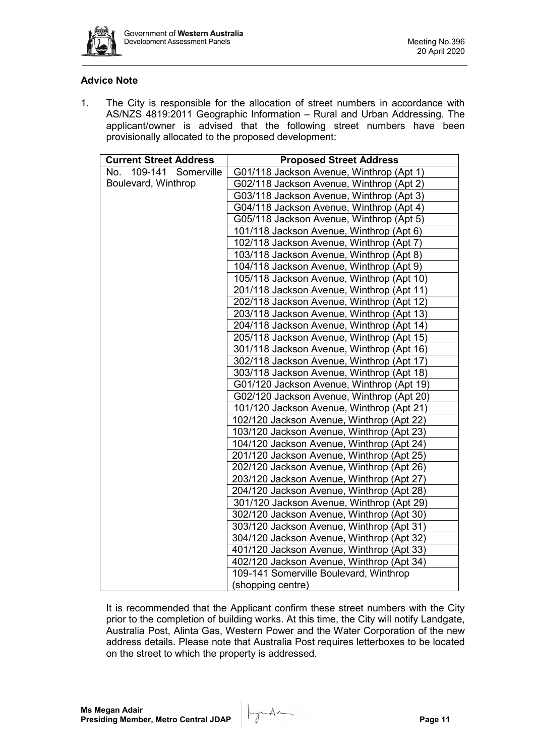### Advice Note

1. The City is responsible for the allocation of street numbers in accordance with AS/NZS 4819:2011 Geographic Information – Rural and Urban Addressing. The applicant/owner is advised that the following street numbers have been provisionally allocated to the proposed development:

| Current Street Address | Proposed Street Address |
|---|---|
| No. 109-141 Somerville Boulevard, Winthrop | G01/118 Jackson Avenue, Winthrop (Apt 1) |
| | G02/118 Jackson Avenue, Winthrop (Apt 2) |
| | G03/118 Jackson Avenue, Winthrop (Apt 3) |
| | G04/118 Jackson Avenue, Winthrop (Apt 4) |
| | G05/118 Jackson Avenue, Winthrop (Apt 5) |
| | 101/118 Jackson Avenue, Winthrop (Apt 6) |
| | 102/118 Jackson Avenue, Winthrop (Apt 7) |
| | 103/118 Jackson Avenue, Winthrop (Apt 8) |
| | 104/118 Jackson Avenue, Winthrop (Apt 9) |
| | 105/118 Jackson Avenue, Winthrop (Apt 10) |
| | 201/118 Jackson Avenue, Winthrop (Apt 11) |
| | 202/118 Jackson Avenue, Winthrop (Apt 12) |
| | 203/118 Jackson Avenue, Winthrop (Apt 13) |
| | 204/118 Jackson Avenue, Winthrop (Apt 14) |
| | 205/118 Jackson Avenue, Winthrop (Apt 15) |
| | 301/118 Jackson Avenue, Winthrop (Apt 16) |
| | 302/118 Jackson Avenue, Winthrop (Apt 17) |
| | 303/118 Jackson Avenue, Winthrop (Apt 18) |
| | G01/120 Jackson Avenue, Winthrop (Apt 19) |
| | G02/120 Jackson Avenue, Winthrop (Apt 20) |
| | 101/120 Jackson Avenue, Winthrop (Apt 21) |
| | 102/120 Jackson Avenue, Winthrop (Apt 22) |
| | 103/120 Jackson Avenue, Winthrop (Apt 23) |
| | 104/120 Jackson Avenue, Winthrop (Apt 24) |
| | 201/120 Jackson Avenue, Winthrop (Apt 25) |
| | 202/120 Jackson Avenue, Winthrop (Apt 26) |
| | 203/120 Jackson Avenue, Winthrop (Apt 27) |
| | 204/120 Jackson Avenue, Winthrop (Apt 28) |
| | 301/120 Jackson Avenue, Winthrop (Apt 29) |
| | 302/120 Jackson Avenue, Winthrop (Apt 30) |
| | 303/120 Jackson Avenue, Winthrop (Apt 31) |
| | 304/120 Jackson Avenue, Winthrop (Apt 32) |
| | 401/120 Jackson Avenue, Winthrop (Apt 33) |
| | 402/120 Jackson Avenue, Winthrop (Apt 34) |
| | 109-141 Somerville Boulevard, Winthrop (shopping centre) |

It is recommended that the Applicant confirm these street numbers with the City prior to the completion of building works. At this time, the City will notify Landgate, Australia Post, Alinta Gas, Western Power and the Water Corporation of the new address details. Please note that Australia Post requires letterboxes to be located on the street to which the property is addressed.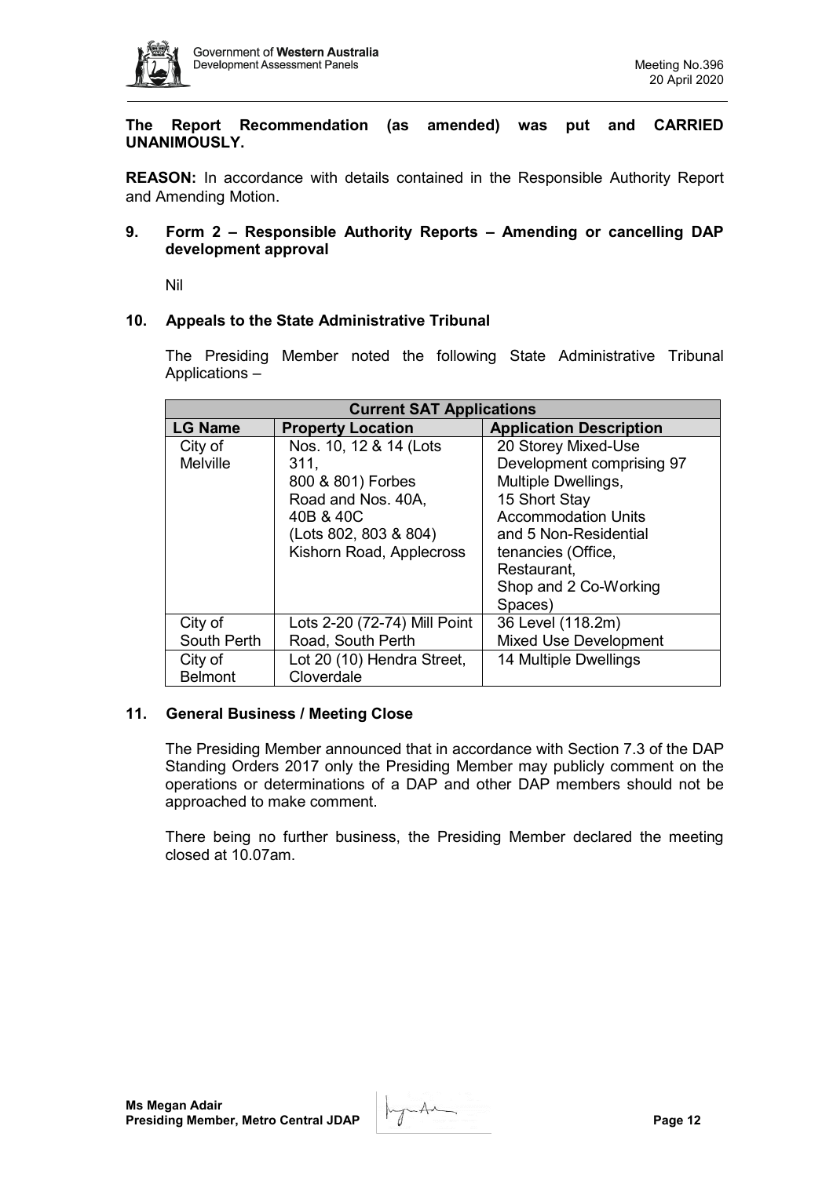**The Report Recommendation (as amended) was put and CARRIED UNANIMOUSLY.**

**REASON:** In accordance with details contained in the Responsible Authority Report and Amending Motion.

## 9. Form 2 – Responsible Authority Reports – Amending or cancelling DAP development approval

Nil

## 10. Appeals to the State Administrative Tribunal

The Presiding Member noted the following State Administrative Tribunal Applications –

| **Current SAT Applications** | | |
|---|---|---|
| **LG Name** | **Property Location** | **Application Description** |
| City of Melville | Nos. 10, 12 & 14 (Lots 311, 800 & 801) Forbes Road and Nos. 40A, 40B & 40C (Lots 802, 803 & 804) Kishorn Road, Applecross | 20 Storey Mixed-Use Development comprising 97 Multiple Dwellings, 15 Short Stay Accommodation Units and 5 Non-Residential tenancies (Office, Restaurant, Shop and 2 Co-Working Spaces) |
| City of South Perth | Lots 2-20 (72-74) Mill Point Road, South Perth | 36 Level (118.2m) Mixed Use Development |
| City of Belmont | Lot 20 (10) Hendra Street, Cloverdale | 14 Multiple Dwellings |

## 11. General Business / Meeting Close

The Presiding Member announced that in accordance with Section 7.3 of the DAP Standing Orders 2017 only the Presiding Member may publicly comment on the operations or determinations of a DAP and other DAP members should not be approached to make comment.

There being no further business, the Presiding Member declared the meeting closed at 10.07am.

**Ms Megan Adair**
**Presiding Member, Metro Central JDAP**